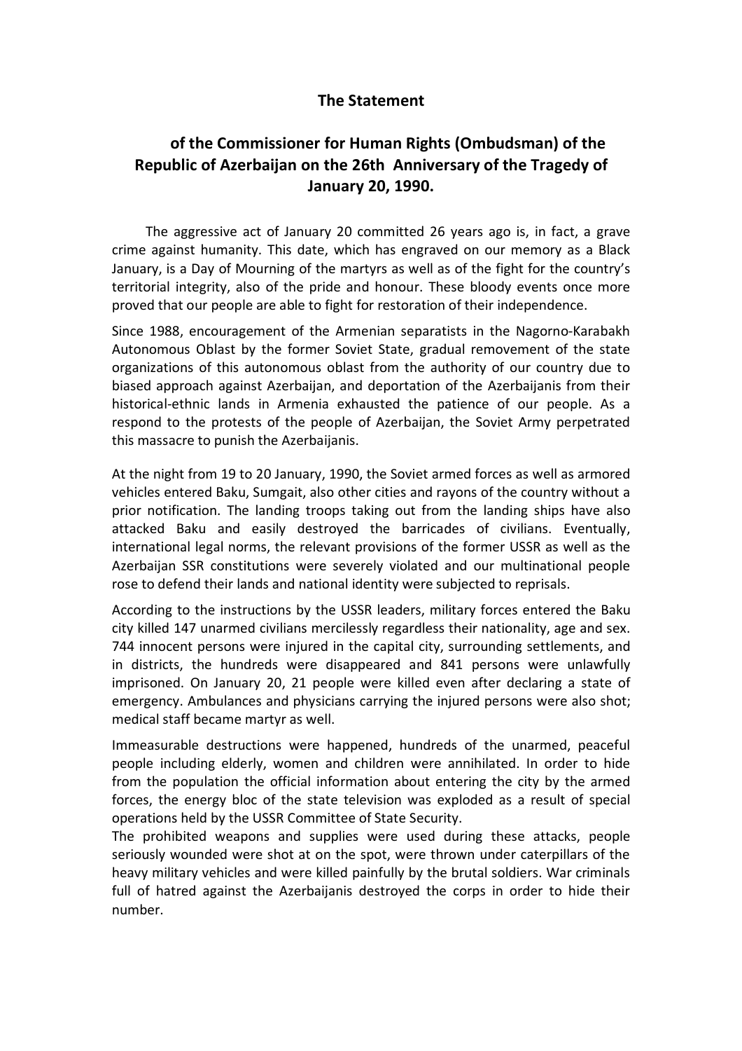**The Statement**

## of the Commissioner for Human Rights (Ombudsman) of the Republic of Azerbaijan on the 26th Anniversary of the Tragedy of January 20, 1990.

The aggressive act of January 20 committed 26 years ago is, in fact, a grave crime against humanity. This date, which has engraved on our memory as a Black January, is a Day of Mourning of the martyrs as well as of the fight for the country's territorial integrity, also of the pride and honour. These bloody events once more proved that our people are able to fight for restoration of their independence.

Since 1988, encouragement of the Armenian separatists in the Nagorno-Karabakh Autonomous Oblast by the former Soviet State, gradual removement of the state organizations of this autonomous oblast from the authority of our country due to biased approach against Azerbaijan, and deportation of the Azerbaijanis from their historical-ethnic lands in Armenia exhausted the patience of our people. As a respond to the protests of the people of Azerbaijan, the Soviet Army perpetrated this massacre to punish the Azerbaijanis.

At the night from 19 to 20 January, 1990, the Soviet armed forces as well as armored vehicles entered Baku, Sumgait, also other cities and rayons of the country without a prior notification. The landing troops taking out from the landing ships have also attacked Baku and easily destroyed the barricades of civilians. Eventually, international legal norms, the relevant provisions of the former USSR as well as the Azerbaijan SSR constitutions were severely violated and our multinational people rose to defend their lands and national identity were subjected to reprisals.

According to the instructions by the USSR leaders, military forces entered the Baku city killed 147 unarmed civilians mercilessly regardless their nationality, age and sex. 744 innocent persons were injured in the capital city, surrounding settlements, and in districts, the hundreds were disappeared and 841 persons were unlawfully imprisoned. On January 20, 21 people were killed even after declaring a state of emergency. Ambulances and physicians carrying the injured persons were also shot; medical staff became martyr as well.

Immeasurable destructions were happened, hundreds of the unarmed, peaceful people including elderly, women and children were annihilated. In order to hide from the population the official information about entering the city by the armed forces, the energy bloc of the state television was exploded as a result of special operations held by the USSR Committee of State Security.

The prohibited weapons and supplies were used during these attacks, people seriously wounded were shot at on the spot, were thrown under caterpillars of the heavy military vehicles and were killed painfully by the brutal soldiers. War criminals full of hatred against the Azerbaijanis destroyed the corps in order to hide their number.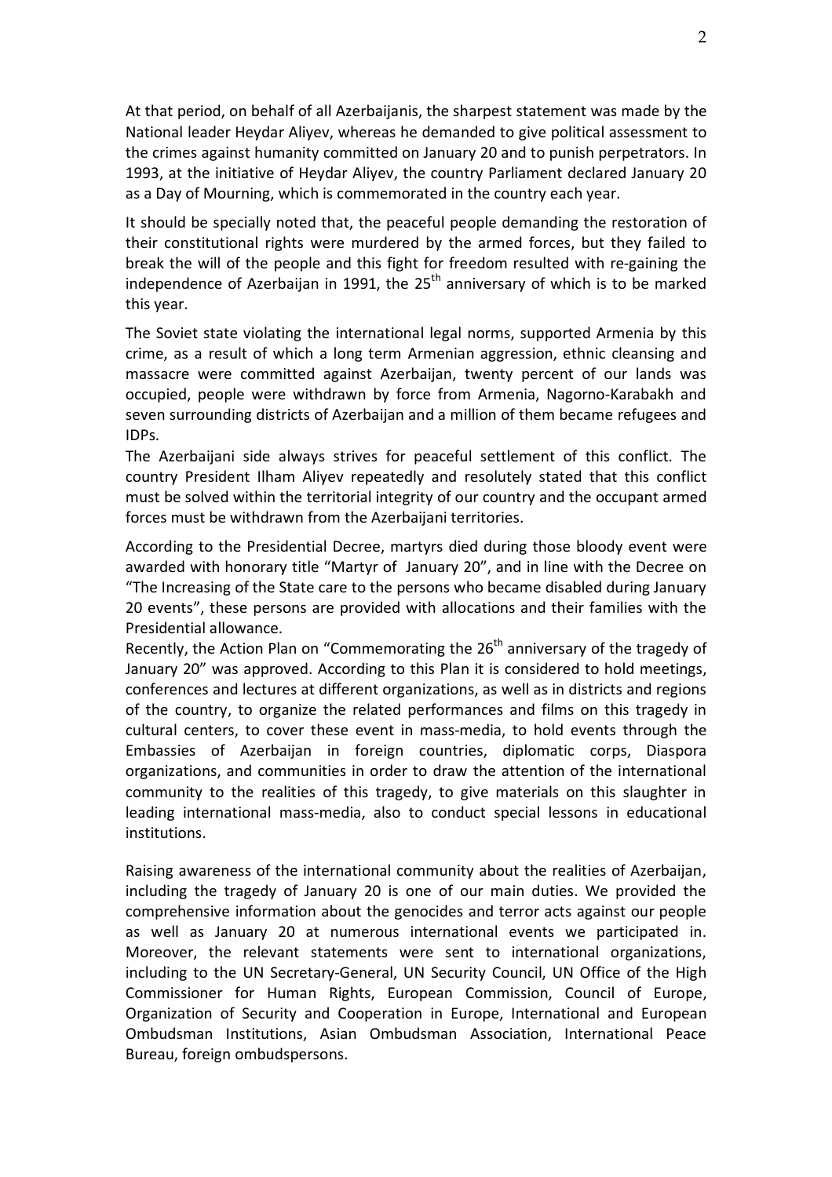At that period, on behalf of all Azerbaijanis, the sharpest statement was made by the National leader Heydar Aliyev, whereas he demanded to give political assessment to the crimes against humanity committed on January 20 and to punish perpetrators. In 1993, at the initiative of Heydar Aliyev, the country Parliament declared January 20 as a Day of Mourning, which is commemorated in the country each year.

It should be specially noted that, the peaceful people demanding the restoration of their constitutional rights were murdered by the armed forces, but they failed to break the will of the people and this fight for freedom resulted with re-gaining the independence of Azerbaijan in 1991, the 25th anniversary of which is to be marked this year.

The Soviet state violating the international legal norms, supported Armenia by this crime, as a result of which a long term Armenian aggression, ethnic cleansing and massacre were committed against Azerbaijan, twenty percent of our lands was occupied, people were withdrawn by force from Armenia, Nagorno-Karabakh and seven surrounding districts of Azerbaijan and a million of them became refugees and IDPs.

The Azerbaijani side always strives for peaceful settlement of this conflict. The country President Ilham Aliyev repeatedly and resolutely stated that this conflict must be solved within the territorial integrity of our country and the occupant armed forces must be withdrawn from the Azerbaijani territories.

According to the Presidential Decree, martyrs died during those bloody event were awarded with honorary title "Martyr of January 20", and in line with the Decree on "The Increasing of the State care to the persons who became disabled during January 20 events", these persons are provided with allocations and their families with the Presidential allowance.

Recently, the Action Plan on "Commemorating the 26th anniversary of the tragedy of January 20" was approved. According to this Plan it is considered to hold meetings, conferences and lectures at different organizations, as well as in districts and regions of the country, to organize the related performances and films on this tragedy in cultural centers, to cover these event in mass-media, to hold events through the Embassies of Azerbaijan in foreign countries, diplomatic corps, Diaspora organizations, and communities in order to draw the attention of the international community to the realities of this tragedy, to give materials on this slaughter in leading international mass-media, also to conduct special lessons in educational institutions.

Raising awareness of the international community about the realities of Azerbaijan, including the tragedy of January 20 is one of our main duties. We provided the comprehensive information about the genocides and terror acts against our people as well as January 20 at numerous international events we participated in. Moreover, the relevant statements were sent to international organizations, including to the UN Secretary-General, UN Security Council, UN Office of the High Commissioner for Human Rights, European Commission, Council of Europe, Organization of Security and Cooperation in Europe, International and European Ombudsman Institutions, Asian Ombudsman Association, International Peace Bureau, foreign ombudspersons.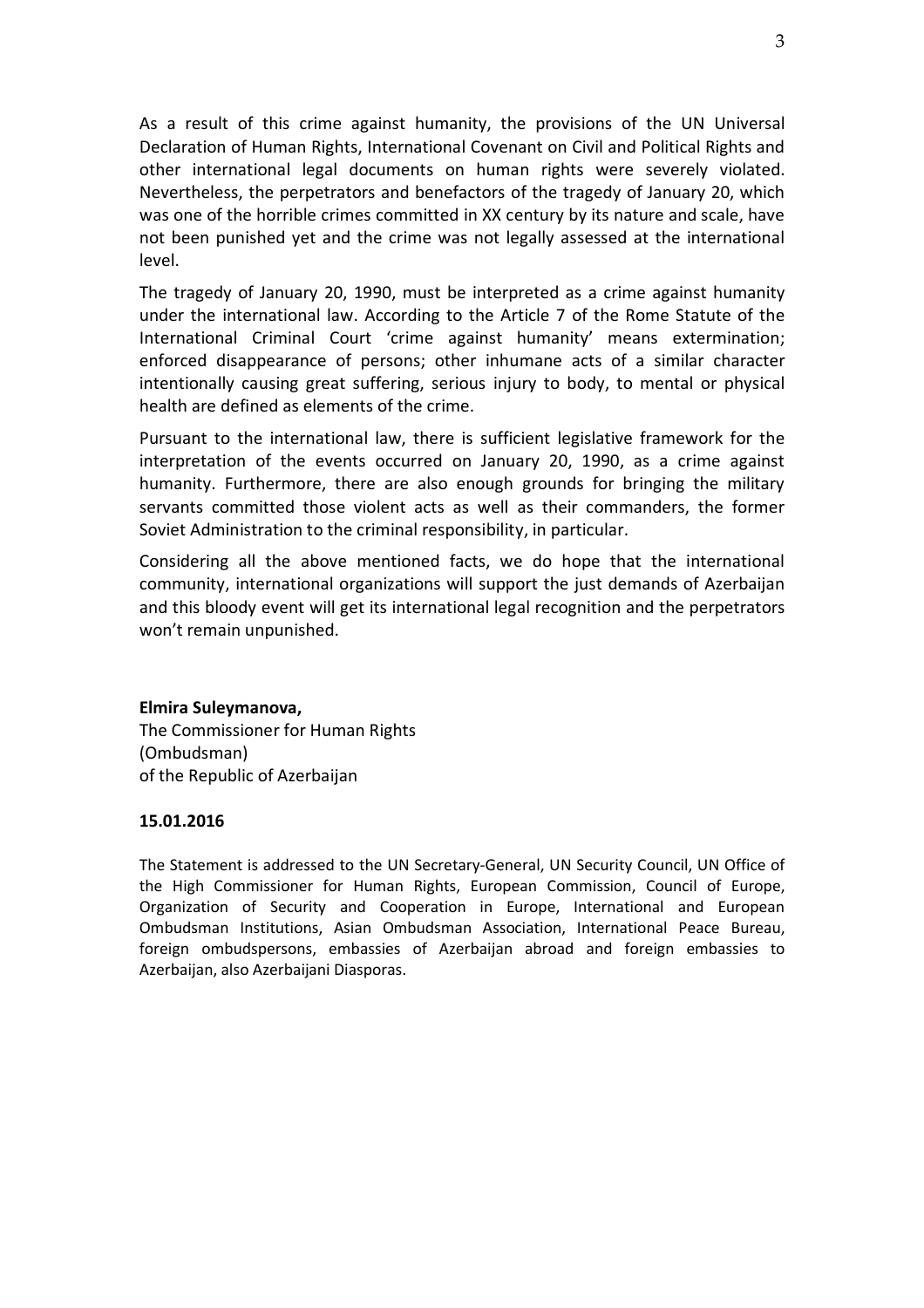As a result of this crime against humanity, the provisions of the UN Universal Declaration of Human Rights, International Covenant on Civil and Political Rights and other international legal documents on human rights were severely violated. Nevertheless, the perpetrators and benefactors of the tragedy of January 20, which was one of the horrible crimes committed in XX century by its nature and scale, have not been punished yet and the crime was not legally assessed at the international level.

The tragedy of January 20, 1990, must be interpreted as a crime against humanity under the international law. According to the Article 7 of the Rome Statute of the International Criminal Court 'crime against humanity' means extermination; enforced disappearance of persons; other inhumane acts of a similar character intentionally causing great suffering, serious injury to body, to mental or physical health are defined as elements of the crime.

Pursuant to the international law, there is sufficient legislative framework for the interpretation of the events occurred on January 20, 1990, as a crime against humanity. Furthermore, there are also enough grounds for bringing the military servants committed those violent acts as well as their commanders, the former Soviet Administration to the criminal responsibility, in particular.

Considering all the above mentioned facts, we do hope that the international community, international organizations will support the just demands of Azerbaijan and this bloody event will get its international legal recognition and the perpetrators won't remain unpunished.

**Elmira Suleymanova,**
The Commissioner for Human Rights
(Ombudsman)
of the Republic of Azerbaijan

**15.01.2016**

The Statement is addressed to the UN Secretary-General, UN Security Council, UN Office of the High Commissioner for Human Rights, European Commission, Council of Europe, Organization of Security and Cooperation in Europe, International and European Ombudsman Institutions, Asian Ombudsman Association, International Peace Bureau, foreign ombudspersons, embassies of Azerbaijan abroad and foreign embassies to Azerbaijan, also Azerbaijani Diasporas.